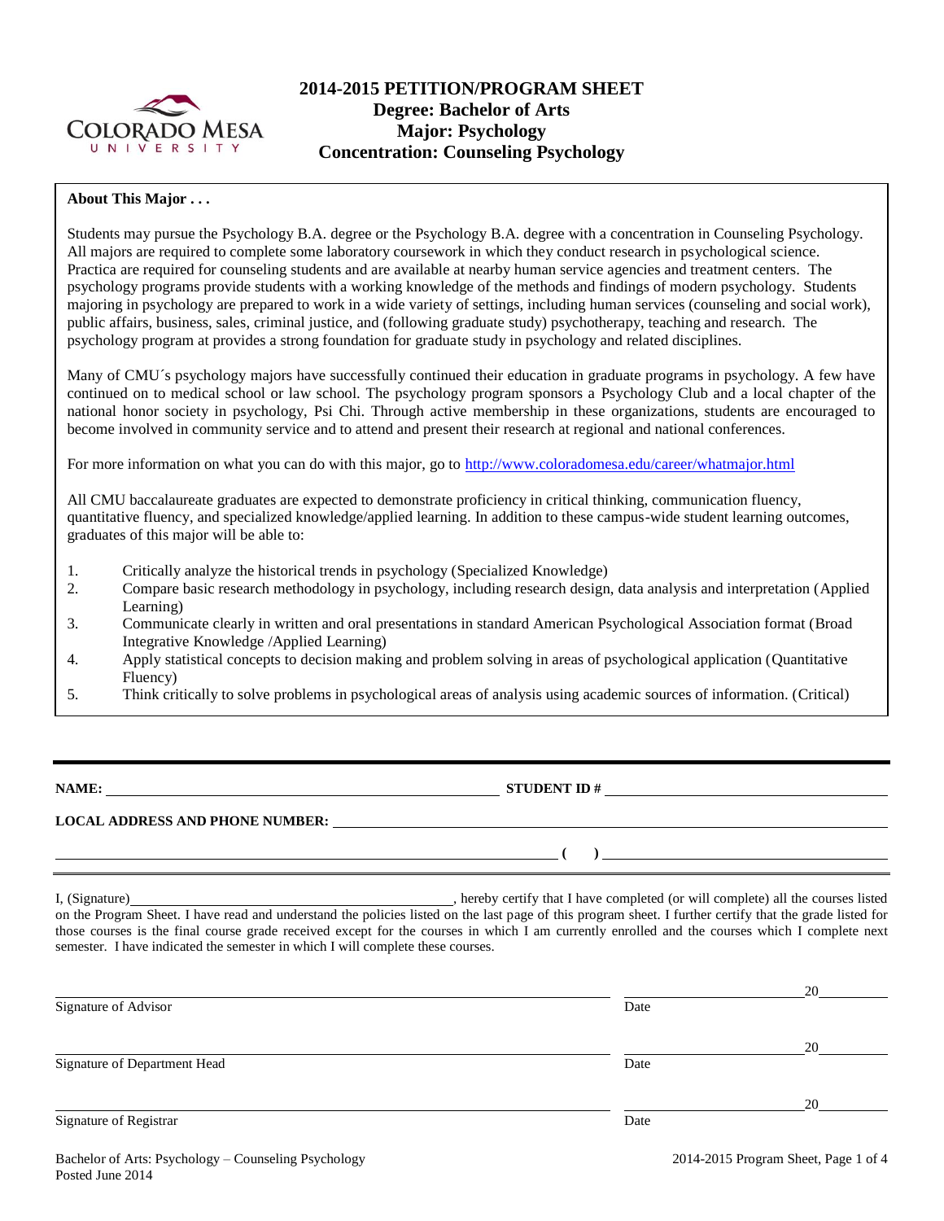# 2014-2015 PETITION/PROGRAM SHEET
## Degree: Bachelor of Arts
## Major: Psychology
## Concentration: Counseling Psychology

**About This Major . . .**

Students may pursue the Psychology B.A. degree or the Psychology B.A. degree with a concentration in Counseling Psychology. All majors are required to complete some laboratory coursework in which they conduct research in psychological science. Practica are required for counseling students and are available at nearby human service agencies and treatment centers. The psychology programs provide students with a working knowledge of the methods and findings of modern psychology. Students majoring in psychology are prepared to work in a wide variety of settings, including human services (counseling and social work), public affairs, business, sales, criminal justice, and (following graduate study) psychotherapy, teaching and research. The psychology program at provides a strong foundation for graduate study in psychology and related disciplines.

Many of CMU´s psychology majors have successfully continued their education in graduate programs in psychology. A few have continued on to medical school or law school. The psychology program sponsors a Psychology Club and a local chapter of the national honor society in psychology, Psi Chi. Through active membership in these organizations, students are encouraged to become involved in community service and to attend and present their research at regional and national conferences.

For more information on what you can do with this major, go to http://www.coloradomesa.edu/career/whatmajor.html

All CMU baccalaureate graduates are expected to demonstrate proficiency in critical thinking, communication fluency, quantitative fluency, and specialized knowledge/applied learning. In addition to these campus-wide student learning outcomes, graduates of this major will be able to:

1. Critically analyze the historical trends in psychology (Specialized Knowledge)
2. Compare basic research methodology in psychology, including research design, data analysis and interpretation (Applied Learning)
3. Communicate clearly in written and oral presentations in standard American Psychological Association format (Broad Integrative Knowledge /Applied Learning)
4. Apply statistical concepts to decision making and problem solving in areas of psychological application (Quantitative Fluency)
5. Think critically to solve problems in psychological areas of analysis using academic sources of information. (Critical)

---

**NAME:** ______________________________ **STUDENT ID #** ______________________________

**LOCAL ADDRESS AND PHONE NUMBER:** ______________________________

______________________________ **(    )** ______________________________

I, (Signature)______________________________, hereby certify that I have completed (or will complete) all the courses listed on the Program Sheet. I have read and understand the policies listed on the last page of this program sheet. I further certify that the grade listed for those courses is the final course grade received except for the courses in which I am currently enrolled and the courses which I complete next semester. I have indicated the semester in which I will complete these courses.

______________________________ ______________ 20______
Signature of Advisor Date

______________________________ ______________ 20______
Signature of Department Head Date

______________________________ ______________ 20______
Signature of Registrar Date

Bachelor of Arts: Psychology – Counseling Psychology
Posted June 2014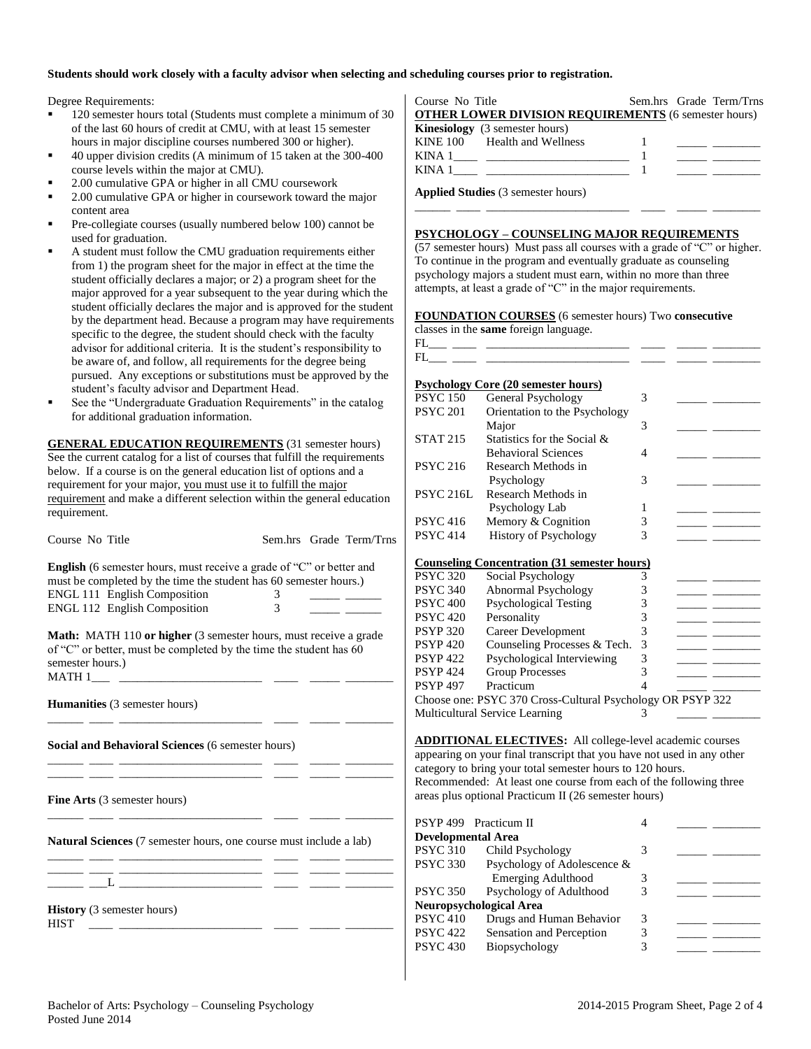**Students should work closely with a faculty advisor when selecting and scheduling courses prior to registration.**

Degree Requirements:

- 120 semester hours total (Students must complete a minimum of 30 of the last 60 hours of credit at CMU, with at least 15 semester hours in major discipline courses numbered 300 or higher).
- 40 upper division credits (A minimum of 15 taken at the 300-400 course levels within the major at CMU).
- 2.00 cumulative GPA or higher in all CMU coursework
- 2.00 cumulative GPA or higher in coursework toward the major content area
- Pre-collegiate courses (usually numbered below 100) cannot be used for graduation.
- A student must follow the CMU graduation requirements either from 1) the program sheet for the major in effect at the time the student officially declares a major; or 2) a program sheet for the major approved for a year subsequent to the year during which the student officially declares the major and is approved for the student by the department head. Because a program may have requirements specific to the degree, the student should check with the faculty advisor for additional criteria. It is the student's responsibility to be aware of, and follow, all requirements for the degree being pursued. Any exceptions or substitutions must be approved by the student's faculty advisor and Department Head.
- See the "Undergraduate Graduation Requirements" in the catalog for additional graduation information.

**GENERAL EDUCATION REQUIREMENTS** (31 semester hours) See the current catalog for a list of courses that fulfill the requirements below. If a course is on the general education list of options and a requirement for your major, you must use it to fulfill the major requirement and make a different selection within the general education requirement.

| Course No | Title | Sem.hrs | Grade | Term/Trns |
|---|---|---|---|---|

**English** (6 semester hours, must receive a grade of "C" or better and must be completed by the time the student has 60 semester hours.)

| Course No | Title | Sem.hrs | Grade | Term/Trns |
|---|---|---|---|---|
| ENGL 111 | English Composition | 3 | | |
| ENGL 112 | English Composition | 3 | | |

**Math:** MATH 110 **or higher** (3 semester hours, must receive a grade of "C" or better, must be completed by the time the student has 60 semester hours.)

MATH 1___ ______________________ ____ _____ _______

**Humanities** (3 semester hours)

______ ____ ______________________ ____ _____ _______

**Social and Behavioral Sciences** (6 semester hours)

______ ____ ______________________ ____ _____ _______
______ ____ ______________________ ____ _____ _______

**Fine Arts** (3 semester hours)

______ ____ ______________________ ____ _____ _______

**Natural Sciences** (7 semester hours, one course must include a lab)

______ ____ ______________________ ____ _____ _______
______ ____ ______________________ ____ _____ _______
______ ___L ______________________ ____ _____ _______

**History** (3 semester hours)

HIST ____ ______________________ ____ _____ _______

**OTHER LOWER DIVISION REQUIREMENTS** (6 semester hours)

**Kinesiology** (3 semester hours)

| Course No | Title | Sem.hrs | Grade | Term/Trns |
|---|---|---|---|---|
| KINE 100 | Health and Wellness | 1 | | |
| KINA 1____ | | 1 | | |
| KINA 1____ | | 1 | | |

**Applied Studies** (3 semester hours)

______ ____ ______________________ ____ _____ _______

**PSYCHOLOGY – COUNSELING MAJOR REQUIREMENTS**

(57 semester hours) Must pass all courses with a grade of "C" or higher. To continue in the program and eventually graduate as counseling psychology majors a student must earn, within no more than three attempts, at least a grade of "C" in the major requirements.

**FOUNDATION COURSES** (6 semester hours) Two **consecutive** classes in the **same** foreign language.

FL___ ____ ______________________ ____ _____ _______
FL___ ____ ______________________ ____ _____ _______

**Psychology Core (20 semester hours)**

| Course No | Title | Sem.hrs | Grade | Term/Trns |
|---|---|---|---|---|
| PSYC 150 | General Psychology | 3 | | |
| PSYC 201 | Orientation to the Psychology Major | 3 | | |
| STAT 215 | Statistics for the Social & Behavioral Sciences | 4 | | |
| PSYC 216 | Research Methods in Psychology | 3 | | |
| PSYC 216L | Research Methods in Psychology Lab | 1 | | |
| PSYC 416 | Memory & Cognition | 3 | | |
| PSYC 414 | History of Psychology | 3 | | |

**Counseling Concentration (31 semester hours)**

| Course No | Title | Sem.hrs | Grade | Term/Trns |
|---|---|---|---|---|
| PSYC 320 | Social Psychology | 3 | | |
| PSYC 340 | Abnormal Psychology | 3 | | |
| PSYC 400 | Psychological Testing | 3 | | |
| PSYC 420 | Personality | 3 | | |
| PSYP 320 | Career Development | 3 | | |
| PSYP 420 | Counseling Processes & Tech. | 3 | | |
| PSYP 422 | Psychological Interviewing | 3 | | |
| PSYP 424 | Group Processes | 3 | | |
| PSYP 497 | Practicum | 4 | | |
| Choose one: PSYC 370 Cross-Cultural Psychology OR PSYP 322 Multicultural Service Learning | | 3 | | |

**ADDITIONAL ELECTIVES:** All college-level academic courses appearing on your final transcript that you have not used in any other category to bring your total semester hours to 120 hours. Recommended: At least one course from each of the following three areas plus optional Practicum II (26 semester hours)

| Course No | Title | Sem.hrs | Grade | Term/Trns |
|---|---|---|---|---|
| PSYP 499 | Practicum II | 4 | | |
| **Developmental Area** | | | | |
| PSYC 310 | Child Psychology | 3 | | |
| PSYC 330 | Psychology of Adolescence & Emerging Adulthood | 3 | | |
| PSYC 350 | Psychology of Adulthood | 3 | | |
| **Neuropsychological Area** | | | | |
| PSYC 410 | Drugs and Human Behavior | 3 | | |
| PSYC 422 | Sensation and Perception | 3 | | |
| PSYC 430 | Biopsychology | 3 | | |

Bachelor of Arts: Psychology – Counseling Psychology
Posted June 2014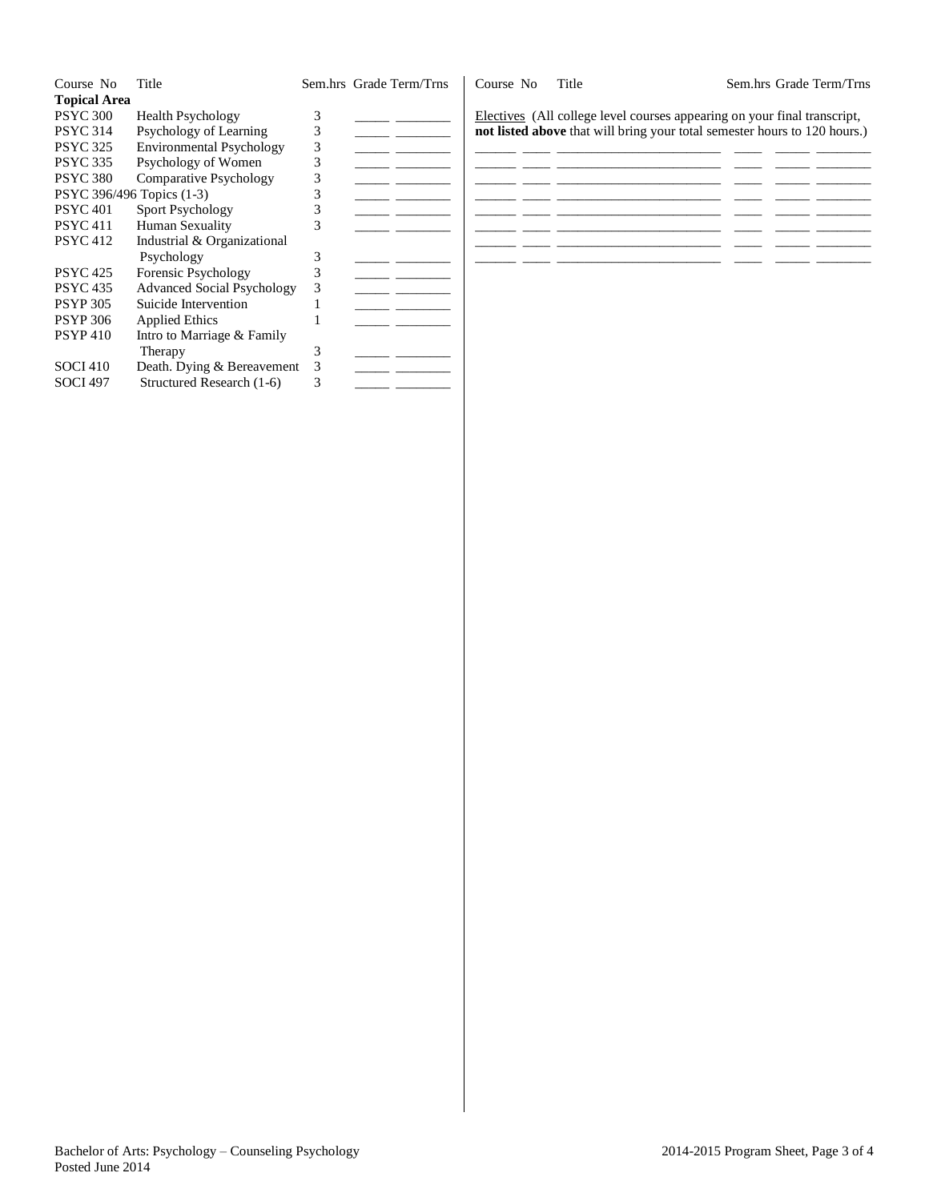| Course No | Title | Sem.hrs | Grade | Term/Trns |
|---|---|---|---|---|
| **Topical Area** | | | | |
| PSYC 300 | Health Psychology | 3 | _____ | ________ |
| PSYC 314 | Psychology of Learning | 3 | _____ | ________ |
| PSYC 325 | Environmental Psychology | 3 | _____ | ________ |
| PSYC 335 | Psychology of Women | 3 | _____ | ________ |
| PSYC 380 | Comparative Psychology | 3 | _____ | ________ |
| PSYC 396/496 | Topics (1-3) | 3 | _____ | ________ |
| PSYC 401 | Sport Psychology | 3 | _____ | ________ |
| PSYC 411 | Human Sexuality | 3 | _____ | ________ |
| PSYC 412 | Industrial & Organizational Psychology | 3 | _____ | ________ |
| PSYC 425 | Forensic Psychology | 3 | _____ | ________ |
| PSYC 435 | Advanced Social Psychology | 3 | _____ | ________ |
| PSYP 305 | Suicide Intervention | 1 | _____ | ________ |
| PSYP 306 | Applied Ethics | 1 | _____ | ________ |
| PSYP 410 | Intro to Marriage & Family Therapy | 3 | _____ | ________ |
| SOCI 410 | Death. Dying & Bereavement | 3 | _____ | ________ |
| SOCI 497 | Structured Research (1-6) | 3 | _____ | ________ |

| Course No | Title | Sem.hrs | Grade | Term/Trns |
|---|---|---|---|---|

Electives (All college level courses appearing on your final transcript, **not listed above** that will bring your total semester hours to 120 hours.)

| Course No | Title | Sem.hrs | Grade | Term/Trns |
|---|---|---|---|---|
| ______ ____ | ________________________ | ____ | _____ | ________ |
| ______ ____ | ________________________ | ____ | _____ | ________ |
| ______ ____ | ________________________ | ____ | _____ | ________ |
| ______ ____ | ________________________ | ____ | _____ | ________ |
| ______ ____ | ________________________ | ____ | _____ | ________ |
| ______ ____ | ________________________ | ____ | _____ | ________ |
| ______ ____ | ________________________ | ____ | _____ | ________ |
| ______ ____ | ________________________ | ____ | _____ | ________ |

Bachelor of Arts: Psychology – Counseling Psychology
Posted June 2014

2014-2015 Program Sheet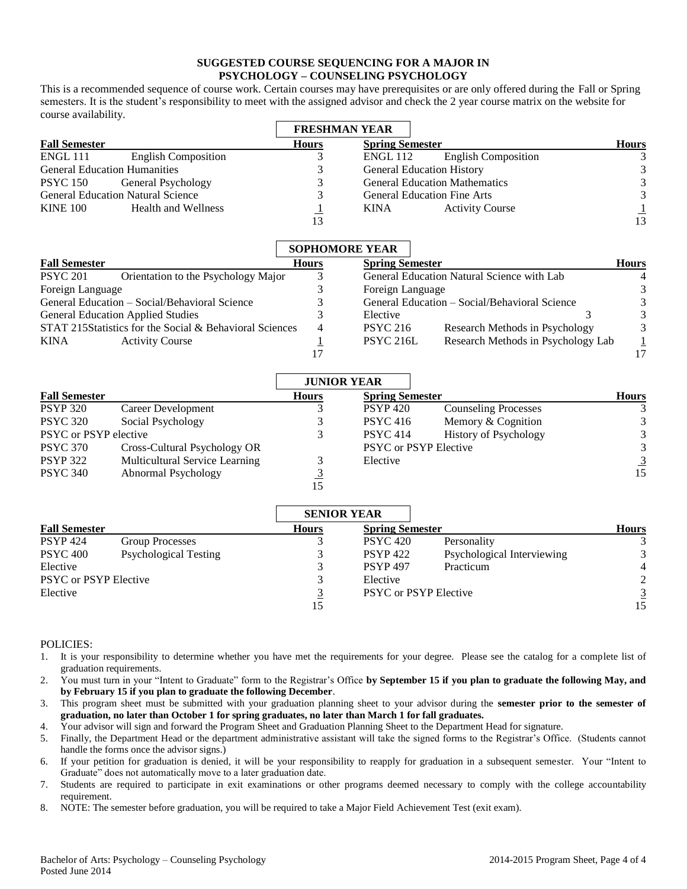**SUGGESTED COURSE SEQUENCING FOR A MAJOR IN PSYCHOLOGY – COUNSELING PSYCHOLOGY**

This is a recommended sequence of course work. Certain courses may have prerequisites or are only offered during the Fall or Spring semesters. It is the student's responsibility to meet with the assigned advisor and check the 2 year course matrix on the website for course availability.

## FRESHMAN YEAR

| Fall Semester | | Hours | Spring Semester | | Hours |
|---|---|---|---|---|---|
| ENGL 111 | English Composition | 3 | ENGL 112 | English Composition | 3 |
| General Education Humanities | | 3 | General Education History | | 3 |
| PSYC 150 | General Psychology | 3 | General Education Mathematics | | 3 |
| General Education Natural Science | | 3 | General Education Fine Arts | | 3 |
| KINE 100 | Health and Wellness | 1 | KINA | Activity Course | 1 |
| | | 13 | | | 13 |

## SOPHOMORE YEAR

| Fall Semester | | Hours | Spring Semester | | Hours |
|---|---|---|---|---|---|
| PSYC 201 | Orientation to the Psychology Major | 3 | General Education Natural Science with Lab | | 4 |
| Foreign Language | | 3 | Foreign Language | | 3 |
| General Education – Social/Behavioral Science | | 3 | General Education – Social/Behavioral Science | | 3 |
| General Education Applied Studies | | 3 | Elective | 3 | 3 |
| STAT 215 | Statistics for the Social & Behavioral Sciences | 4 | PSYC 216 | Research Methods in Psychology | 3 |
| KINA | Activity Course | 1 | PSYC 216L | Research Methods in Psychology Lab | 1 |
| | | 17 | | | 17 |

## JUNIOR YEAR

| Fall Semester | | Hours | Spring Semester | | Hours |
|---|---|---|---|---|---|
| PSYP 320 | Career Development | 3 | PSYP 420 | Counseling Processes | 3 |
| PSYC 320 | Social Psychology | 3 | PSYC 416 | Memory & Cognition | 3 |
| PSYC or PSYP elective | | 3 | PSYC 414 | History of Psychology | 3 |
| PSYC 370 | Cross-Cultural Psychology OR | | PSYC or PSYP Elective | | 3 |
| PSYP 322 | Multicultural Service Learning | 3 | Elective | | 3 |
| PSYC 340 | Abnormal Psychology | 3 | | | 15 |
| | | 15 | | | |

## SENIOR YEAR

| Fall Semester | | Hours | Spring Semester | | Hours |
|---|---|---|---|---|---|
| PSYP 424 | Group Processes | 3 | PSYC 420 | Personality | 3 |
| PSYC 400 | Psychological Testing | 3 | PSYP 422 | Psychological Interviewing | 3 |
| Elective | | 3 | PSYP 497 | Practicum | 4 |
| PSYC or PSYP Elective | | 3 | Elective | | 2 |
| Elective | | 3 | PSYC or PSYP Elective | | 3 |
| | | 15 | | | 15 |

POLICIES:

1. It is your responsibility to determine whether you have met the requirements for your degree. Please see the catalog for a complete list of graduation requirements.
2. You must turn in your "Intent to Graduate" form to the Registrar's Office **by September 15 if you plan to graduate the following May, and by February 15 if you plan to graduate the following December**.
3. This program sheet must be submitted with your graduation planning sheet to your advisor during the **semester prior to the semester of graduation, no later than October 1 for spring graduates, no later than March 1 for fall graduates.**
4. Your advisor will sign and forward the Program Sheet and Graduation Planning Sheet to the Department Head for signature.
5. Finally, the Department Head or the department administrative assistant will take the signed forms to the Registrar's Office. (Students cannot handle the forms once the advisor signs.)
6. If your petition for graduation is denied, it will be your responsibility to reapply for graduation in a subsequent semester. Your "Intent to Graduate" does not automatically move to a later graduation date.
7. Students are required to participate in exit examinations or other programs deemed necessary to comply with the college accountability requirement.
8. NOTE: The semester before graduation, you will be required to take a Major Field Achievement Test (exit exam).

Bachelor of Arts: Psychology – Counseling Psychology
Posted June 2014